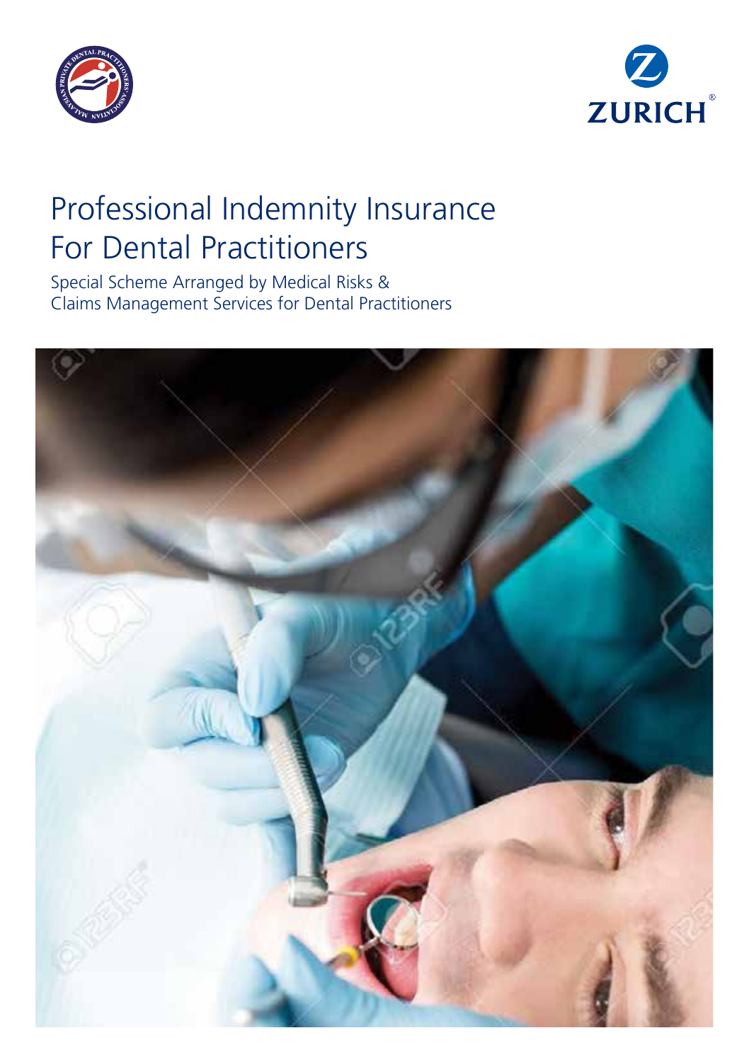# Professional Indemnity Insurance For Dental Practitioners

Special Scheme Arranged by Medical Risks & Claims Management Services for Dental Practitioners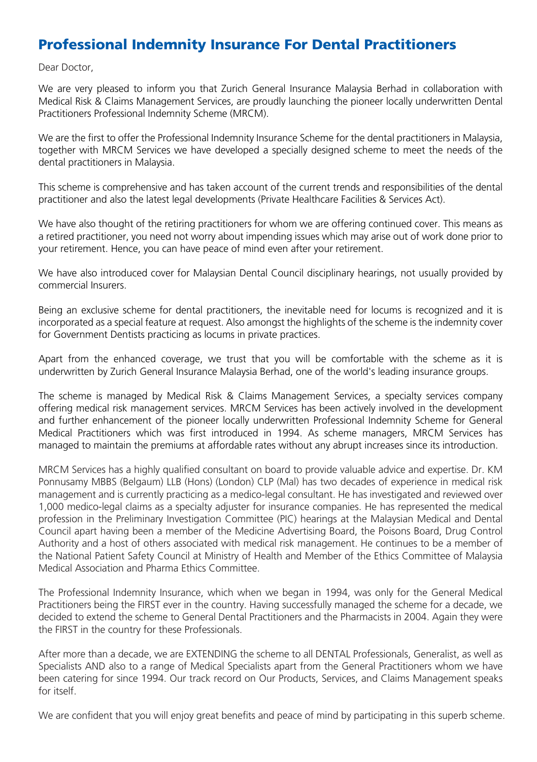# Professional Indemnity Insurance For Dental Practitioners

Dear Doctor,

We are very pleased to inform you that Zurich General Insurance Malaysia Berhad in collaboration with Medical Risk & Claims Management Services, are proudly launching the pioneer locally underwritten Dental Practitioners Professional Indemnity Scheme (MRCM).

We are the first to offer the Professional Indemnity Insurance Scheme for the dental practitioners in Malaysia, together with MRCM Services we have developed a specially designed scheme to meet the needs of the dental practitioners in Malaysia.

This scheme is comprehensive and has taken account of the current trends and responsibilities of the dental practitioner and also the latest legal developments (Private Healthcare Facilities & Services Act).

We have also thought of the retiring practitioners for whom we are offering continued cover. This means as a retired practitioner, you need not worry about impending issues which may arise out of work done prior to your retirement. Hence, you can have peace of mind even after your retirement.

We have also introduced cover for Malaysian Dental Council disciplinary hearings, not usually provided by commercial Insurers.

Being an exclusive scheme for dental practitioners, the inevitable need for locums is recognized and it is incorporated as a special feature at request. Also amongst the highlights of the scheme is the indemnity cover for Government Dentists practicing as locums in private practices.

Apart from the enhanced coverage, we trust that you will be comfortable with the scheme as it is underwritten by Zurich General Insurance Malaysia Berhad, one of the world's leading insurance groups.

The scheme is managed by Medical Risk & Claims Management Services, a specialty services company offering medical risk management services. MRCM Services has been actively involved in the development and further enhancement of the pioneer locally underwritten Professional Indemnity Scheme for General Medical Practitioners which was first introduced in 1994. As scheme managers, MRCM Services has managed to maintain the premiums at affordable rates without any abrupt increases since its introduction.

MRCM Services has a highly qualified consultant on board to provide valuable advice and expertise. Dr. KM Ponnusamy MBBS (Belgaum) LLB (Hons) (London) CLP (Mal) has two decades of experience in medical risk management and is currently practicing as a medico-legal consultant. He has investigated and reviewed over 1,000 medico-legal claims as a specialty adjuster for insurance companies. He has represented the medical profession in the Preliminary Investigation Committee (PIC) hearings at the Malaysian Medical and Dental Council apart having been a member of the Medicine Advertising Board, the Poisons Board, Drug Control Authority and a host of others associated with medical risk management. He continues to be a member of the National Patient Safety Council at Ministry of Health and Member of the Ethics Committee of Malaysia Medical Association and Pharma Ethics Committee.

The Professional Indemnity Insurance, which when we began in 1994, was only for the General Medical Practitioners being the FIRST ever in the country. Having successfully managed the scheme for a decade, we decided to extend the scheme to General Dental Practitioners and the Pharmacists in 2004. Again they were the FIRST in the country for these Professionals.

After more than a decade, we are EXTENDING the scheme to all DENTAL Professionals, Generalist, as well as Specialists AND also to a range of Medical Specialists apart from the General Practitioners whom we have been catering for since 1994. Our track record on Our Products, Services, and Claims Management speaks for itself.

We are confident that you will enjoy great benefits and peace of mind by participating in this superb scheme.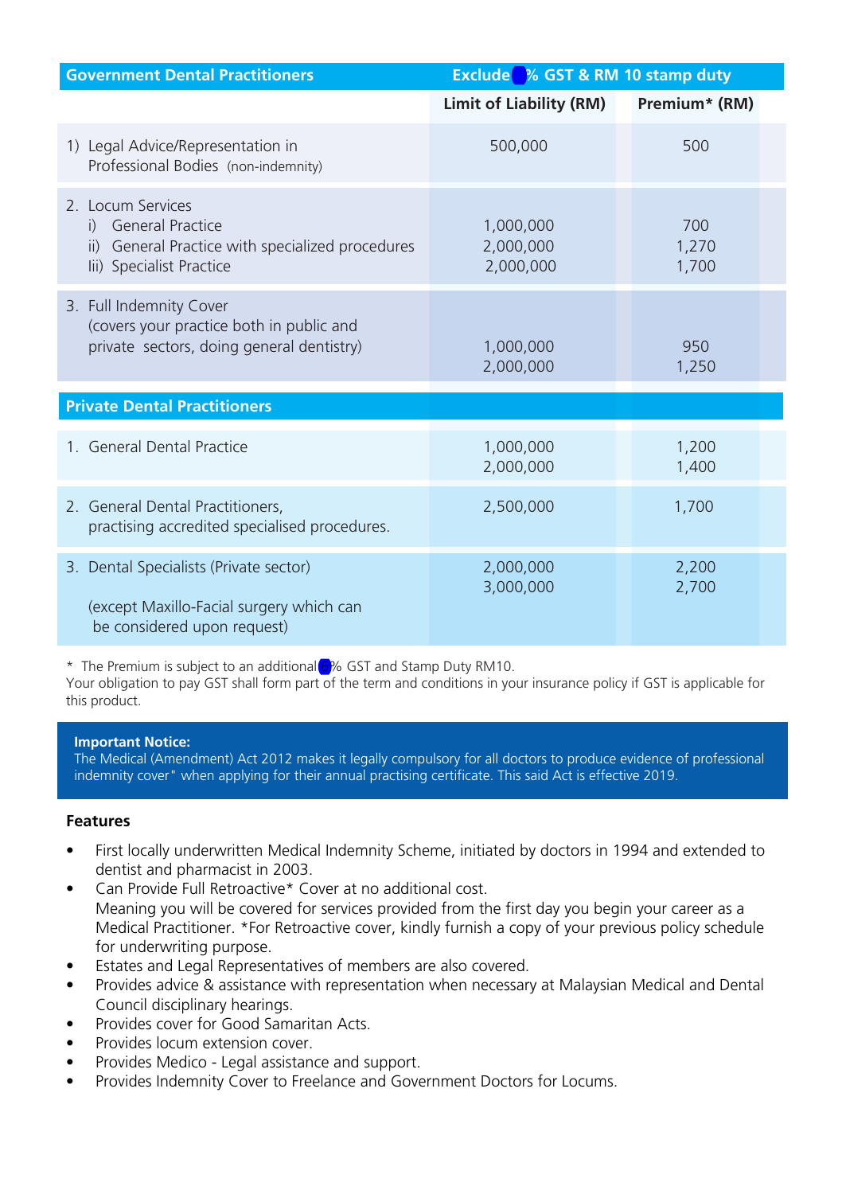| Government Dental Practitioners | Exclude % GST & RM 10 stamp duty | |
|---|---|---|
| | **Limit of Liability (RM)** | **Premium* (RM)** |
| 1) Legal Advice/Representation in Professional Bodies (non-indemnity) | 500,000 | 500 |
| 2. Locum Services<br>i) General Practice<br>ii) General Practice with specialized procedures<br>Iii) Specialist Practice | <br>1,000,000<br>2,000,000<br>2,000,000 | <br>700<br>1,270<br>1,700 |
| 3. Full Indemnity Cover<br>(covers your practice both in public and private sectors, doing general dentistry) | 1,000,000<br>2,000,000 | 950<br>1,250 |
| **Private Dental Practitioners** | | |
| 1. General Dental Practice | 1,000,000<br>2,000,000 | 1,200<br>1,400 |
| 2. General Dental Practitioners, practising accredited specialised procedures. | 2,500,000 | 1,700 |
| 3. Dental Specialists (Private sector)<br><br>(except Maxillo-Facial surgery which can be considered upon request) | 2,000,000<br>3,000,000 | 2,200<br>2,700 |

* The Premium is subject to an additional % GST and Stamp Duty RM10.
Your obligation to pay GST shall form part of the term and conditions in your insurance policy if GST is applicable for this product.

**Important Notice:**
The Medical (Amendment) Act 2012 makes it legally compulsory for all doctors to produce evidence of professional indemnity cover" when applying for their annual practising certificate. This said Act is effective 2019.

**Features**

- First locally underwritten Medical Indemnity Scheme, initiated by doctors in 1994 and extended to dentist and pharmacist in 2003.
- Can Provide Full Retroactive* Cover at no additional cost.
  Meaning you will be covered for services provided from the first day you begin your career as a Medical Practitioner. *For Retroactive cover, kindly furnish a copy of your previous policy schedule for underwriting purpose.
- Estates and Legal Representatives of members are also covered.
- Provides advice & assistance with representation when necessary at Malaysian Medical and Dental Council disciplinary hearings.
- Provides cover for Good Samaritan Acts.
- Provides locum extension cover.
- Provides Medico - Legal assistance and support.
- Provides Indemnity Cover to Freelance and Government Doctors for Locums.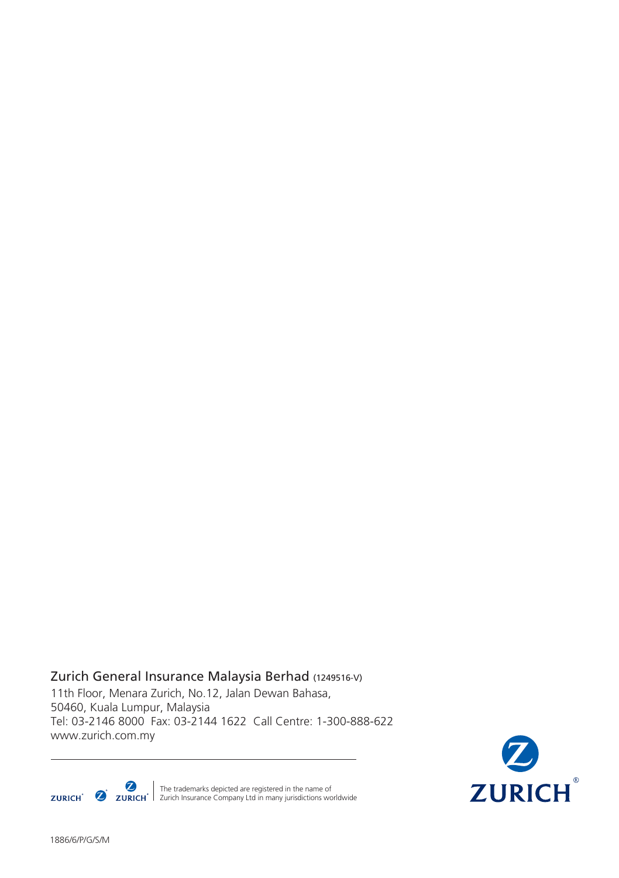Zurich General Insurance Malaysia Berhad (1249516-V)
11th Floor, Menara Zurich, No.12, Jalan Dewan Bahasa,
50460, Kuala Lumpur, Malaysia
Tel: 03-2146 8000 Fax: 03-2144 1622 Call Centre: 1-300-888-622
www.zurich.com.my

ZURICH® ZURICH® | The trademarks depicted are registered in the name of Zurich Insurance Company Ltd in many jurisdictions worldwide

ZURICH®

1886/6/P/G/S/M